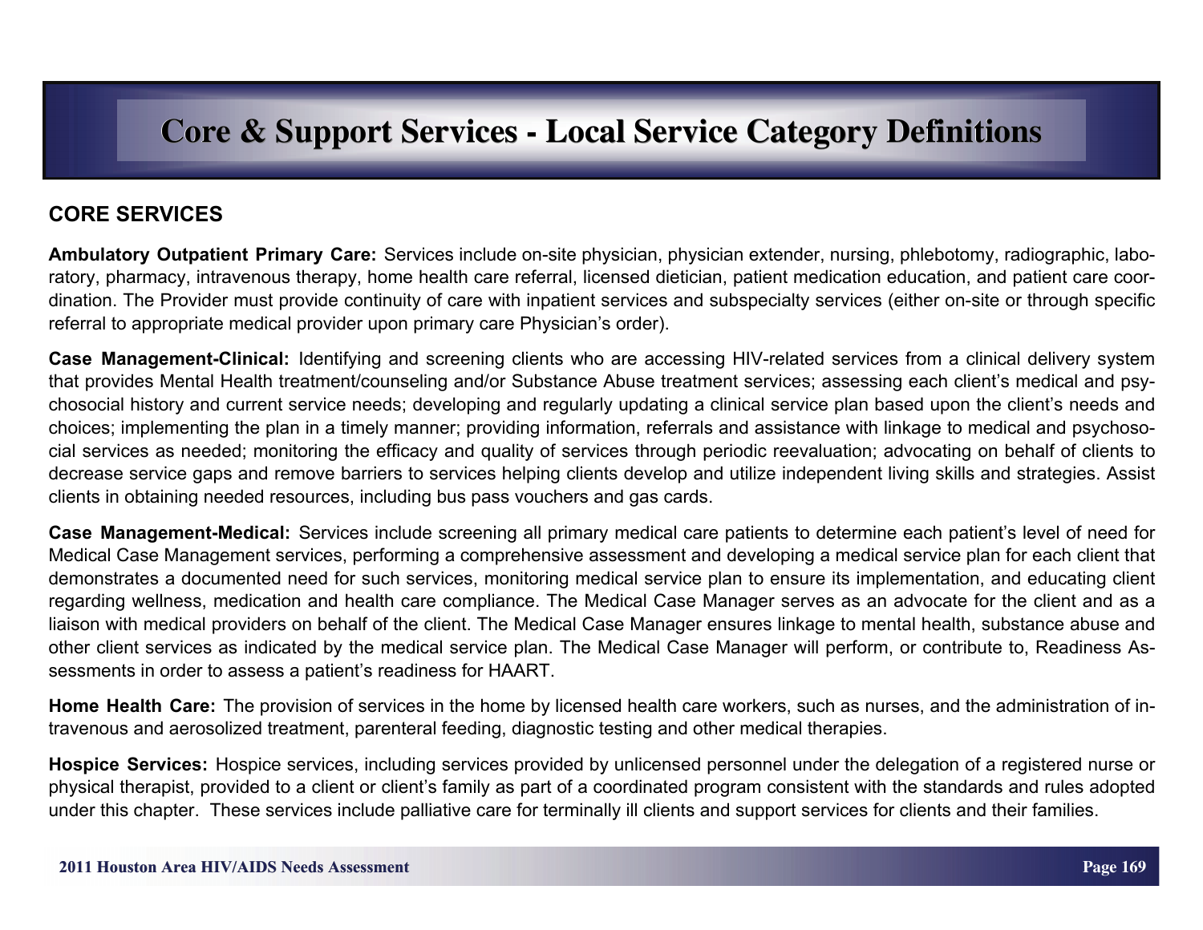# Core & Support Services - Local Service Category Definitions

## CORE SERVICES

**Ambulatory Outpatient Primary Care:** Services include on-site physician, physician extender, nursing, phlebotomy, radiographic, laboratory, pharmacy, intravenous therapy, home health care referral, licensed dietician, patient medication education, and patient care coordination. The Provider must provide continuity of care with inpatient services and subspecialty services (either on-site or through specific referral to appropriate medical provider upon primary care Physician's order).

**Case Management-Clinical:** Identifying and screening clients who are accessing HIV-related services from a clinical delivery system that provides Mental Health treatment/counseling and/or Substance Abuse treatment services; assessing each client's medical and psychosocial history and current service needs; developing and regularly updating a clinical service plan based upon the client's needs and choices; implementing the plan in a timely manner; providing information, referrals and assistance with linkage to medical and psychosocial services as needed; monitoring the efficacy and quality of services through periodic reevaluation; advocating on behalf of clients to decrease service gaps and remove barriers to services helping clients develop and utilize independent living skills and strategies. Assist clients in obtaining needed resources, including bus pass vouchers and gas cards.

**Case Management-Medical:** Services include screening all primary medical care patients to determine each patient's level of need for Medical Case Management services, performing a comprehensive assessment and developing a medical service plan for each client that demonstrates a documented need for such services, monitoring medical service plan to ensure its implementation, and educating client regarding wellness, medication and health care compliance. The Medical Case Manager serves as an advocate for the client and as a liaison with medical providers on behalf of the client. The Medical Case Manager ensures linkage to mental health, substance abuse and other client services as indicated by the medical service plan. The Medical Case Manager will perform, or contribute to, Readiness Assessments in order to assess a patient's readiness for HAART.

**Home Health Care:** The provision of services in the home by licensed health care workers, such as nurses, and the administration of intravenous and aerosolized treatment, parenteral feeding, diagnostic testing and other medical therapies.

**Hospice Services:** Hospice services, including services provided by unlicensed personnel under the delegation of a registered nurse or physical therapist, provided to a client or client's family as part of a coordinated program consistent with the standards and rules adopted under this chapter. These services include palliative care for terminally ill clients and support services for clients and their families.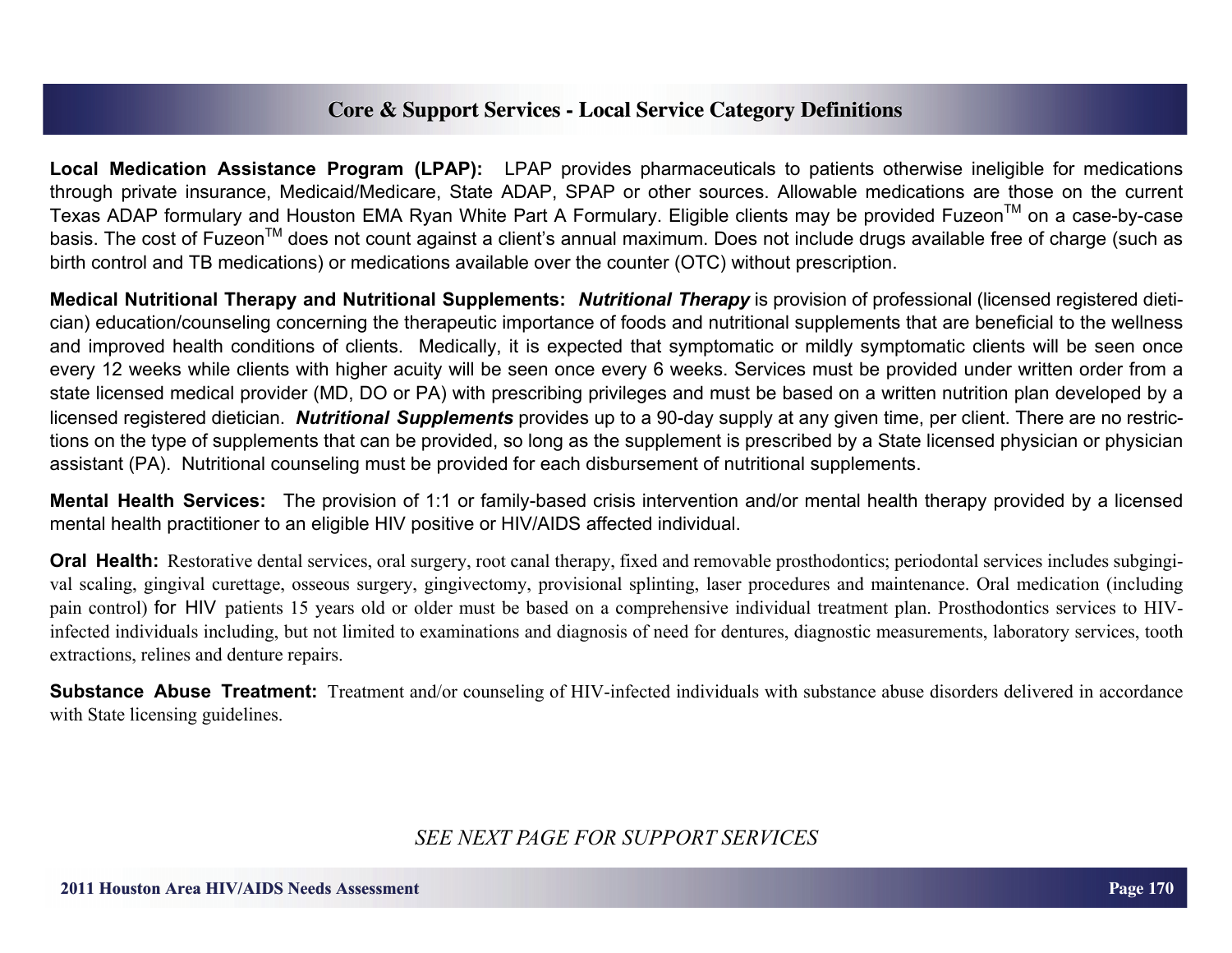## Core & Support Services - Local Service Category Definitions

**Local Medication Assistance Program (LPAP):** LPAP provides pharmaceuticals to patients otherwise ineligible for medications through private insurance, Medicaid/Medicare, State ADAP, SPAP or other sources. Allowable medications are those on the current Texas ADAP formulary and Houston EMA Ryan White Part A Formulary. Eligible clients may be provided Fuzeon™ on a case-by-case basis. The cost of Fuzeon™ does not count against a client's annual maximum. Does not include drugs available free of charge (such as birth control and TB medications) or medications available over the counter (OTC) without prescription.

**Medical Nutritional Therapy and Nutritional Supplements:** ***Nutritional Therapy*** is provision of professional (licensed registered dietician) education/counseling concerning the therapeutic importance of foods and nutritional supplements that are beneficial to the wellness and improved health conditions of clients. Medically, it is expected that symptomatic or mildly symptomatic clients will be seen once every 12 weeks while clients with higher acuity will be seen once every 6 weeks. Services must be provided under written order from a state licensed medical provider (MD, DO or PA) with prescribing privileges and must be based on a written nutrition plan developed by a licensed registered dietician. ***Nutritional Supplements*** provides up to a 90-day supply at any given time, per client. There are no restrictions on the type of supplements that can be provided, so long as the supplement is prescribed by a State licensed physician or physician assistant (PA). Nutritional counseling must be provided for each disbursement of nutritional supplements.

**Mental Health Services:** The provision of 1:1 or family-based crisis intervention and/or mental health therapy provided by a licensed mental health practitioner to an eligible HIV positive or HIV/AIDS affected individual.

**Oral Health:** Restorative dental services, oral surgery, root canal therapy, fixed and removable prosthodontics; periodontal services includes subgingival scaling, gingival curettage, osseous surgery, gingivectomy, provisional splinting, laser procedures and maintenance. Oral medication (including pain control) for HIV patients 15 years old or older must be based on a comprehensive individual treatment plan. Prosthodontics services to HIV-infected individuals including, but not limited to examinations and diagnosis of need for dentures, diagnostic measurements, laboratory services, tooth extractions, relines and denture repairs.

**Substance Abuse Treatment:** Treatment and/or counseling of HIV-infected individuals with substance abuse disorders delivered in accordance with State licensing guidelines.

*SEE NEXT PAGE FOR SUPPORT SERVICES*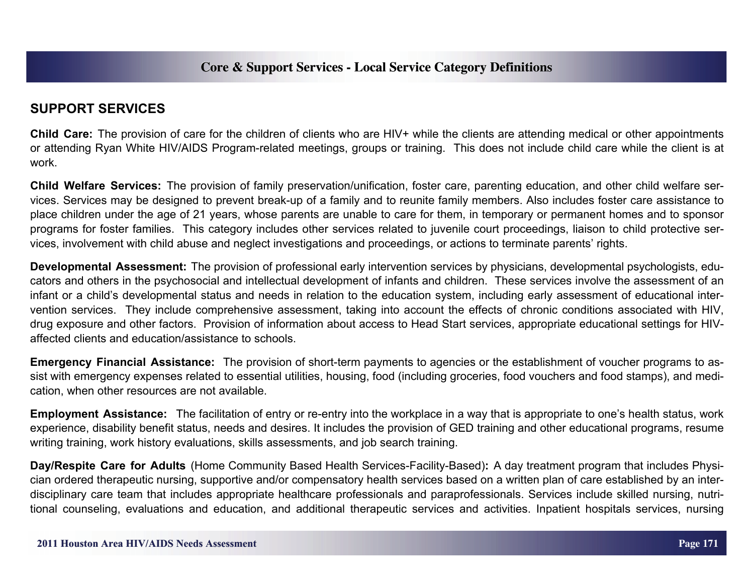## SUPPORT SERVICES

**Child Care:** The provision of care for the children of clients who are HIV+ while the clients are attending medical or other appointments or attending Ryan White HIV/AIDS Program-related meetings, groups or training. This does not include child care while the client is at work.

**Child Welfare Services:** The provision of family preservation/unification, foster care, parenting education, and other child welfare services. Services may be designed to prevent break-up of a family and to reunite family members. Also includes foster care assistance to place children under the age of 21 years, whose parents are unable to care for them, in temporary or permanent homes and to sponsor programs for foster families. This category includes other services related to juvenile court proceedings, liaison to child protective services, involvement with child abuse and neglect investigations and proceedings, or actions to terminate parents' rights.

**Developmental Assessment:** The provision of professional early intervention services by physicians, developmental psychologists, educators and others in the psychosocial and intellectual development of infants and children. These services involve the assessment of an infant or a child's developmental status and needs in relation to the education system, including early assessment of educational intervention services. They include comprehensive assessment, taking into account the effects of chronic conditions associated with HIV, drug exposure and other factors. Provision of information about access to Head Start services, appropriate educational settings for HIV-affected clients and education/assistance to schools.

**Emergency Financial Assistance:** The provision of short-term payments to agencies or the establishment of voucher programs to assist with emergency expenses related to essential utilities, housing, food (including groceries, food vouchers and food stamps), and medication, when other resources are not available.

**Employment Assistance:** The facilitation of entry or re-entry into the workplace in a way that is appropriate to one's health status, work experience, disability benefit status, needs and desires. It includes the provision of GED training and other educational programs, resume writing training, work history evaluations, skills assessments, and job search training.

**Day/Respite Care for Adults** (Home Community Based Health Services-Facility-Based)**:** A day treatment program that includes Physician ordered therapeutic nursing, supportive and/or compensatory health services based on a written plan of care established by an interdisciplinary care team that includes appropriate healthcare professionals and paraprofessionals. Services include skilled nursing, nutritional counseling, evaluations and education, and additional therapeutic services and activities. Inpatient hospitals services, nursing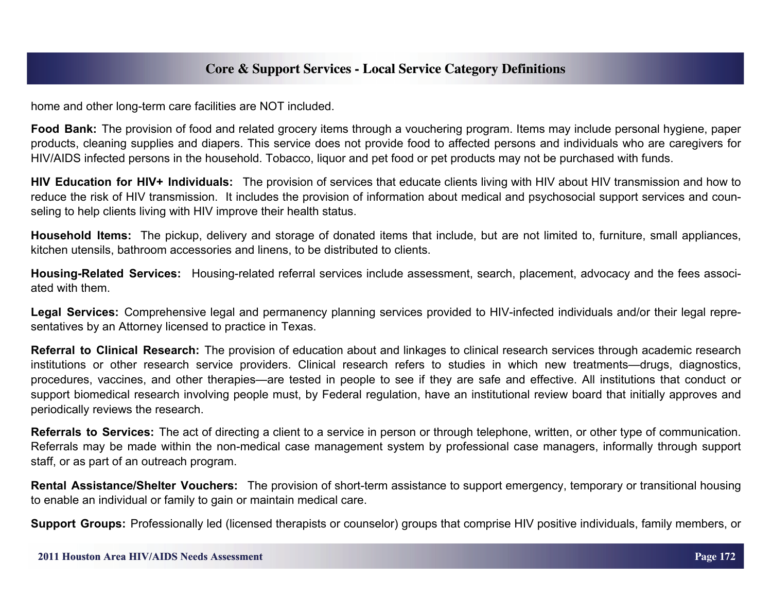home and other long-term care facilities are NOT included.

**Food Bank:** The provision of food and related grocery items through a vouchering program. Items may include personal hygiene, paper products, cleaning supplies and diapers. This service does not provide food to affected persons and individuals who are caregivers for HIV/AIDS infected persons in the household. Tobacco, liquor and pet food or pet products may not be purchased with funds.

**HIV Education for HIV+ Individuals:** The provision of services that educate clients living with HIV about HIV transmission and how to reduce the risk of HIV transmission. It includes the provision of information about medical and psychosocial support services and counseling to help clients living with HIV improve their health status.

**Household Items:** The pickup, delivery and storage of donated items that include, but are not limited to, furniture, small appliances, kitchen utensils, bathroom accessories and linens, to be distributed to clients.

**Housing-Related Services:** Housing-related referral services include assessment, search, placement, advocacy and the fees associated with them.

**Legal Services:** Comprehensive legal and permanency planning services provided to HIV-infected individuals and/or their legal representatives by an Attorney licensed to practice in Texas.

**Referral to Clinical Research:** The provision of education about and linkages to clinical research services through academic research institutions or other research service providers. Clinical research refers to studies in which new treatments—drugs, diagnostics, procedures, vaccines, and other therapies—are tested in people to see if they are safe and effective. All institutions that conduct or support biomedical research involving people must, by Federal regulation, have an institutional review board that initially approves and periodically reviews the research.

**Referrals to Services:** The act of directing a client to a service in person or through telephone, written, or other type of communication. Referrals may be made within the non-medical case management system by professional case managers, informally through support staff, or as part of an outreach program.

**Rental Assistance/Shelter Vouchers:** The provision of short-term assistance to support emergency, temporary or transitional housing to enable an individual or family to gain or maintain medical care.

**Support Groups:** Professionally led (licensed therapists or counselor) groups that comprise HIV positive individuals, family members, or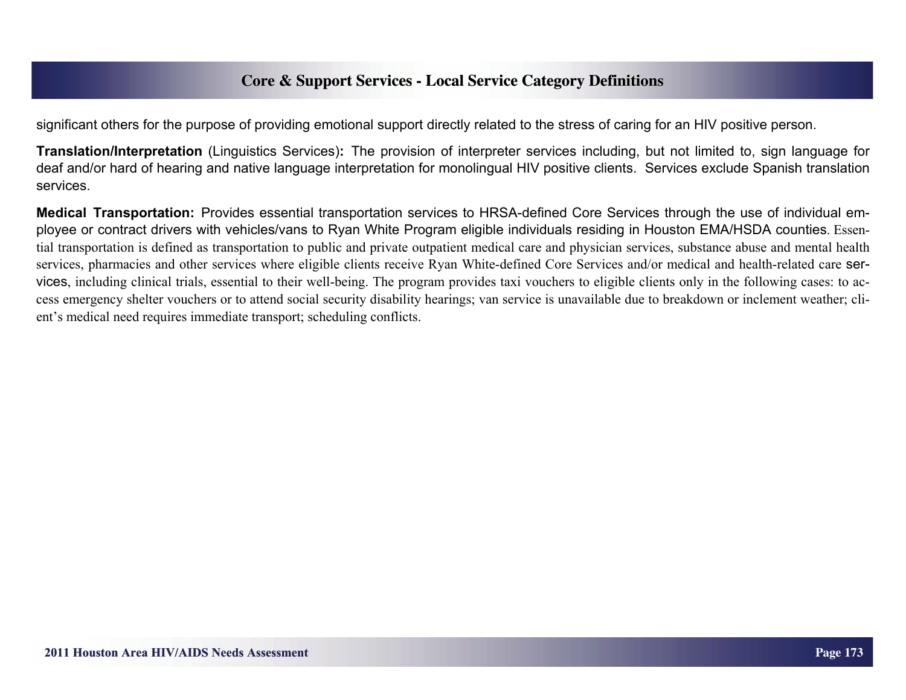significant others for the purpose of providing emotional support directly related to the stress of caring for an HIV positive person.

**Translation/Interpretation** (Linguistics Services)**:** The provision of interpreter services including, but not limited to, sign language for deaf and/or hard of hearing and native language interpretation for monolingual HIV positive clients. Services exclude Spanish translation services.

**Medical Transportation:** Provides essential transportation services to HRSA-defined Core Services through the use of individual employee or contract drivers with vehicles/vans to Ryan White Program eligible individuals residing in Houston EMA/HSDA counties. Essential transportation is defined as transportation to public and private outpatient medical care and physician services, substance abuse and mental health services, pharmacies and other services where eligible clients receive Ryan White-defined Core Services and/or medical and health-related care services, including clinical trials, essential to their well-being. The program provides taxi vouchers to eligible clients only in the following cases: to access emergency shelter vouchers or to attend social security disability hearings; van service is unavailable due to breakdown or inclement weather; client's medical need requires immediate transport; scheduling conflicts.